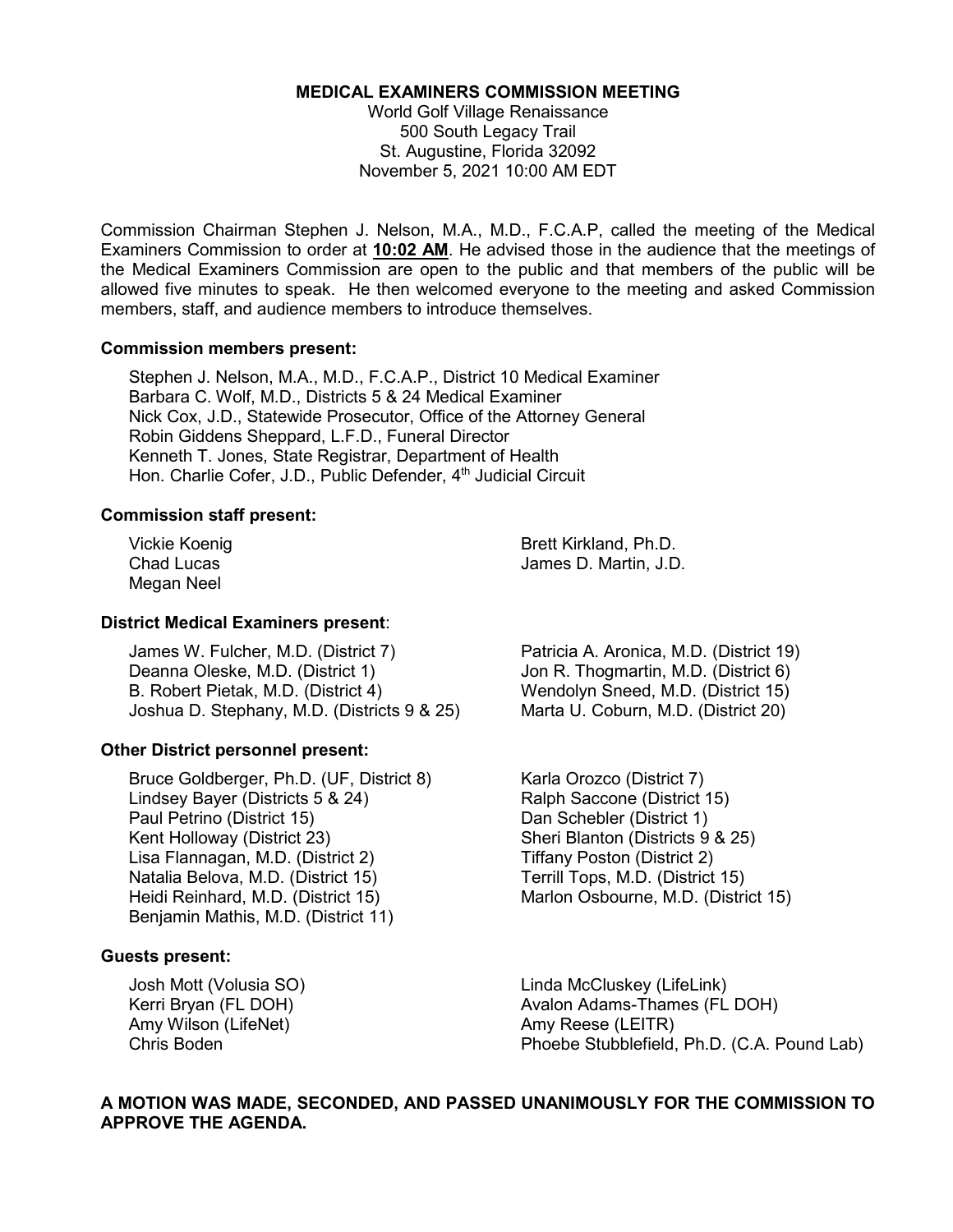**MEDICAL EXAMINERS COMMISSION MEETING**

World Golf Village Renaissance
500 South Legacy Trail
St. Augustine, Florida 32092
November 5, 2021 10:00 AM EDT

Commission Chairman Stephen J. Nelson, M.A., M.D., F.C.A.P, called the meeting of the Medical Examiners Commission to order at **10:02 AM**. He advised those in the audience that the meetings of the Medical Examiners Commission are open to the public and that members of the public will be allowed five minutes to speak. He then welcomed everyone to the meeting and asked Commission members, staff, and audience members to introduce themselves.

**Commission members present:**

Stephen J. Nelson, M.A., M.D., F.C.A.P., District 10 Medical Examiner
Barbara C. Wolf, M.D., Districts 5 & 24 Medical Examiner
Nick Cox, J.D., Statewide Prosecutor, Office of the Attorney General
Robin Giddens Sheppard, L.F.D., Funeral Director
Kenneth T. Jones, State Registrar, Department of Health
Hon. Charlie Cofer, J.D., Public Defender, 4th Judicial Circuit

**Commission staff present:**

Vickie Koenig
Chad Lucas
Megan Neel
Brett Kirkland, Ph.D.
James D. Martin, J.D.

**District Medical Examiners present**:

James W. Fulcher, M.D. (District 7)
Deanna Oleske, M.D. (District 1)
B. Robert Pietak, M.D. (District 4)
Joshua D. Stephany, M.D. (Districts 9 & 25)
Patricia A. Aronica, M.D. (District 19)
Jon R. Thogmartin, M.D. (District 6)
Wendolyn Sneed, M.D. (District 15)
Marta U. Coburn, M.D. (District 20)

**Other District personnel present:**

Bruce Goldberger, Ph.D. (UF, District 8)
Lindsey Bayer (Districts 5 & 24)
Paul Petrino (District 15)
Kent Holloway (District 23)
Lisa Flannagan, M.D. (District 2)
Natalia Belova, M.D. (District 15)
Heidi Reinhard, M.D. (District 15)
Benjamin Mathis, M.D. (District 11)
Karla Orozco (District 7)
Ralph Saccone (District 15)
Dan Schebler (District 1)
Sheri Blanton (Districts 9 & 25)
Tiffany Poston (District 2)
Terrill Tops, M.D. (District 15)
Marlon Osbourne, M.D. (District 15)

**Guests present:**

Josh Mott (Volusia SO)
Kerri Bryan (FL DOH)
Amy Wilson (LifeNet)
Chris Boden
Linda McCluskey (LifeLink)
Avalon Adams-Thames (FL DOH)
Amy Reese (LEITR)
Phoebe Stubblefield, Ph.D. (C.A. Pound Lab)

**A MOTION WAS MADE, SECONDED, AND PASSED UNANIMOUSLY FOR THE COMMISSION TO APPROVE THE AGENDA.**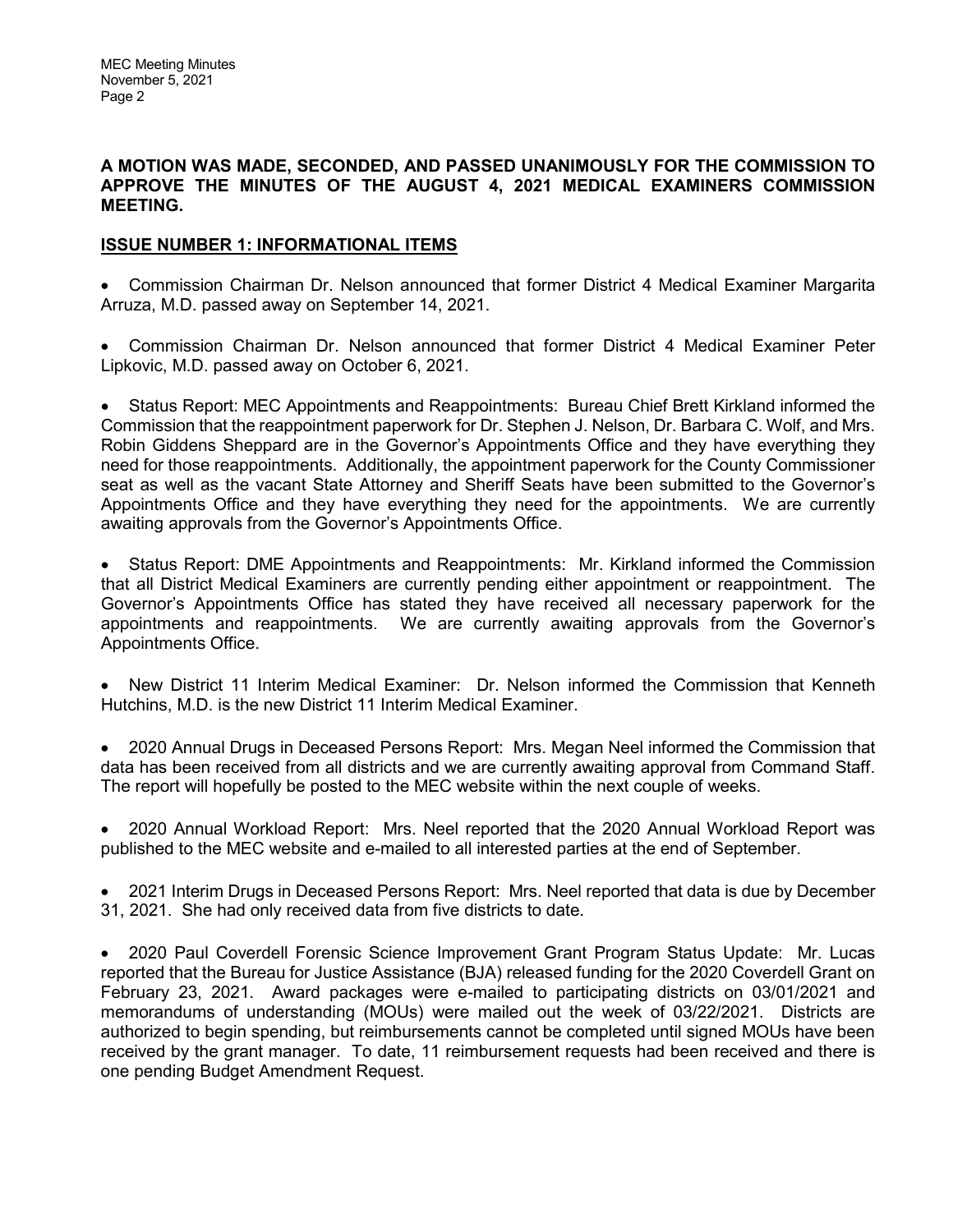**A MOTION WAS MADE, SECONDED, AND PASSED UNANIMOUSLY FOR THE COMMISSION TO APPROVE THE MINUTES OF THE AUGUST 4, 2021 MEDICAL EXAMINERS COMMISSION MEETING.**

## ISSUE NUMBER 1: INFORMATIONAL ITEMS

- Commission Chairman Dr. Nelson announced that former District 4 Medical Examiner Margarita Arruza, M.D. passed away on September 14, 2021.

- Commission Chairman Dr. Nelson announced that former District 4 Medical Examiner Peter Lipkovic, M.D. passed away on October 6, 2021.

- Status Report: MEC Appointments and Reappointments: Bureau Chief Brett Kirkland informed the Commission that the reappointment paperwork for Dr. Stephen J. Nelson, Dr. Barbara C. Wolf, and Mrs. Robin Giddens Sheppard are in the Governor's Appointments Office and they have everything they need for those reappointments. Additionally, the appointment paperwork for the County Commissioner seat as well as the vacant State Attorney and Sheriff Seats have been submitted to the Governor's Appointments Office and they have everything they need for the appointments. We are currently awaiting approvals from the Governor's Appointments Office.

- Status Report: DME Appointments and Reappointments: Mr. Kirkland informed the Commission that all District Medical Examiners are currently pending either appointment or reappointment. The Governor's Appointments Office has stated they have received all necessary paperwork for the appointments and reappointments. We are currently awaiting approvals from the Governor's Appointments Office.

- New District 11 Interim Medical Examiner: Dr. Nelson informed the Commission that Kenneth Hutchins, M.D. is the new District 11 Interim Medical Examiner.

- 2020 Annual Drugs in Deceased Persons Report: Mrs. Megan Neel informed the Commission that data has been received from all districts and we are currently awaiting approval from Command Staff. The report will hopefully be posted to the MEC website within the next couple of weeks.

- 2020 Annual Workload Report: Mrs. Neel reported that the 2020 Annual Workload Report was published to the MEC website and e-mailed to all interested parties at the end of September.

- 2021 Interim Drugs in Deceased Persons Report: Mrs. Neel reported that data is due by December 31, 2021. She had only received data from five districts to date.

- 2020 Paul Coverdell Forensic Science Improvement Grant Program Status Update: Mr. Lucas reported that the Bureau for Justice Assistance (BJA) released funding for the 2020 Coverdell Grant on February 23, 2021. Award packages were e-mailed to participating districts on 03/01/2021 and memorandums of understanding (MOUs) were mailed out the week of 03/22/2021. Districts are authorized to begin spending, but reimbursements cannot be completed until signed MOUs have been received by the grant manager. To date, 11 reimbursement requests had been received and there is one pending Budget Amendment Request.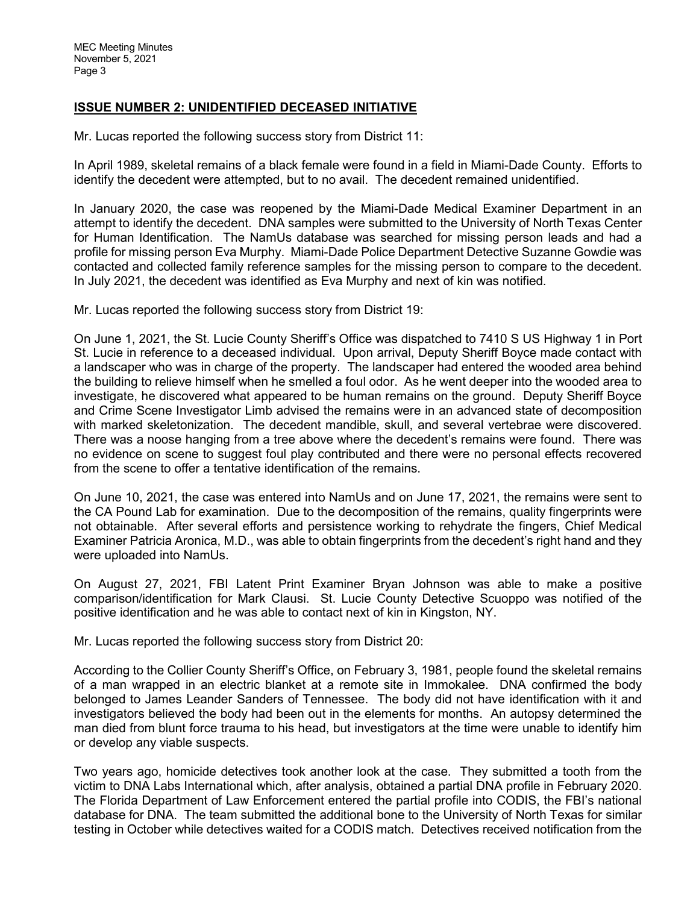## ISSUE NUMBER 2: UNIDENTIFIED DECEASED INITIATIVE

Mr. Lucas reported the following success story from District 11:

In April 1989, skeletal remains of a black female were found in a field in Miami-Dade County. Efforts to identify the decedent were attempted, but to no avail. The decedent remained unidentified.

In January 2020, the case was reopened by the Miami-Dade Medical Examiner Department in an attempt to identify the decedent. DNA samples were submitted to the University of North Texas Center for Human Identification. The NamUs database was searched for missing person leads and had a profile for missing person Eva Murphy. Miami-Dade Police Department Detective Suzanne Gowdie was contacted and collected family reference samples for the missing person to compare to the decedent. In July 2021, the decedent was identified as Eva Murphy and next of kin was notified.

Mr. Lucas reported the following success story from District 19:

On June 1, 2021, the St. Lucie County Sheriff's Office was dispatched to 7410 S US Highway 1 in Port St. Lucie in reference to a deceased individual. Upon arrival, Deputy Sheriff Boyce made contact with a landscaper who was in charge of the property. The landscaper had entered the wooded area behind the building to relieve himself when he smelled a foul odor. As he went deeper into the wooded area to investigate, he discovered what appeared to be human remains on the ground. Deputy Sheriff Boyce and Crime Scene Investigator Limb advised the remains were in an advanced state of decomposition with marked skeletonization. The decedent mandible, skull, and several vertebrae were discovered. There was a noose hanging from a tree above where the decedent's remains were found. There was no evidence on scene to suggest foul play contributed and there were no personal effects recovered from the scene to offer a tentative identification of the remains.

On June 10, 2021, the case was entered into NamUs and on June 17, 2021, the remains were sent to the CA Pound Lab for examination. Due to the decomposition of the remains, quality fingerprints were not obtainable. After several efforts and persistence working to rehydrate the fingers, Chief Medical Examiner Patricia Aronica, M.D., was able to obtain fingerprints from the decedent's right hand and they were uploaded into NamUs.

On August 27, 2021, FBI Latent Print Examiner Bryan Johnson was able to make a positive comparison/identification for Mark Clausi. St. Lucie County Detective Scuoppo was notified of the positive identification and he was able to contact next of kin in Kingston, NY.

Mr. Lucas reported the following success story from District 20:

According to the Collier County Sheriff's Office, on February 3, 1981, people found the skeletal remains of a man wrapped in an electric blanket at a remote site in Immokalee. DNA confirmed the body belonged to James Leander Sanders of Tennessee. The body did not have identification with it and investigators believed the body had been out in the elements for months. An autopsy determined the man died from blunt force trauma to his head, but investigators at the time were unable to identify him or develop any viable suspects.

Two years ago, homicide detectives took another look at the case. They submitted a tooth from the victim to DNA Labs International which, after analysis, obtained a partial DNA profile in February 2020. The Florida Department of Law Enforcement entered the partial profile into CODIS, the FBI's national database for DNA. The team submitted the additional bone to the University of North Texas for similar testing in October while detectives waited for a CODIS match. Detectives received notification from the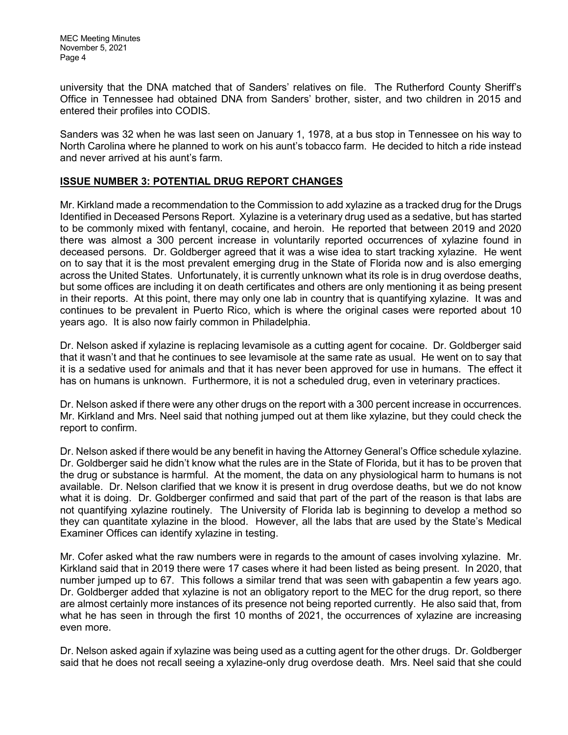university that the DNA matched that of Sanders' relatives on file. The Rutherford County Sheriff's Office in Tennessee had obtained DNA from Sanders' brother, sister, and two children in 2015 and entered their profiles into CODIS.

Sanders was 32 when he was last seen on January 1, 1978, at a bus stop in Tennessee on his way to North Carolina where he planned to work on his aunt's tobacco farm. He decided to hitch a ride instead and never arrived at his aunt's farm.

## ISSUE NUMBER 3: POTENTIAL DRUG REPORT CHANGES

Mr. Kirkland made a recommendation to the Commission to add xylazine as a tracked drug for the Drugs Identified in Deceased Persons Report. Xylazine is a veterinary drug used as a sedative, but has started to be commonly mixed with fentanyl, cocaine, and heroin. He reported that between 2019 and 2020 there was almost a 300 percent increase in voluntarily reported occurrences of xylazine found in deceased persons. Dr. Goldberger agreed that it was a wise idea to start tracking xylazine. He went on to say that it is the most prevalent emerging drug in the State of Florida now and is also emerging across the United States. Unfortunately, it is currently unknown what its role is in drug overdose deaths, but some offices are including it on death certificates and others are only mentioning it as being present in their reports. At this point, there may only one lab in country that is quantifying xylazine. It was and continues to be prevalent in Puerto Rico, which is where the original cases were reported about 10 years ago. It is also now fairly common in Philadelphia.

Dr. Nelson asked if xylazine is replacing levamisole as a cutting agent for cocaine. Dr. Goldberger said that it wasn't and that he continues to see levamisole at the same rate as usual. He went on to say that it is a sedative used for animals and that it has never been approved for use in humans. The effect it has on humans is unknown. Furthermore, it is not a scheduled drug, even in veterinary practices.

Dr. Nelson asked if there were any other drugs on the report with a 300 percent increase in occurrences. Mr. Kirkland and Mrs. Neel said that nothing jumped out at them like xylazine, but they could check the report to confirm.

Dr. Nelson asked if there would be any benefit in having the Attorney General's Office schedule xylazine. Dr. Goldberger said he didn't know what the rules are in the State of Florida, but it has to be proven that the drug or substance is harmful. At the moment, the data on any physiological harm to humans is not available. Dr. Nelson clarified that we know it is present in drug overdose deaths, but we do not know what it is doing. Dr. Goldberger confirmed and said that part of the part of the reason is that labs are not quantifying xylazine routinely. The University of Florida lab is beginning to develop a method so they can quantitate xylazine in the blood. However, all the labs that are used by the State's Medical Examiner Offices can identify xylazine in testing.

Mr. Cofer asked what the raw numbers were in regards to the amount of cases involving xylazine. Mr. Kirkland said that in 2019 there were 17 cases where it had been listed as being present. In 2020, that number jumped up to 67. This follows a similar trend that was seen with gabapentin a few years ago. Dr. Goldberger added that xylazine is not an obligatory report to the MEC for the drug report, so there are almost certainly more instances of its presence not being reported currently. He also said that, from what he has seen in through the first 10 months of 2021, the occurrences of xylazine are increasing even more.

Dr. Nelson asked again if xylazine was being used as a cutting agent for the other drugs. Dr. Goldberger said that he does not recall seeing a xylazine-only drug overdose death. Mrs. Neel said that she could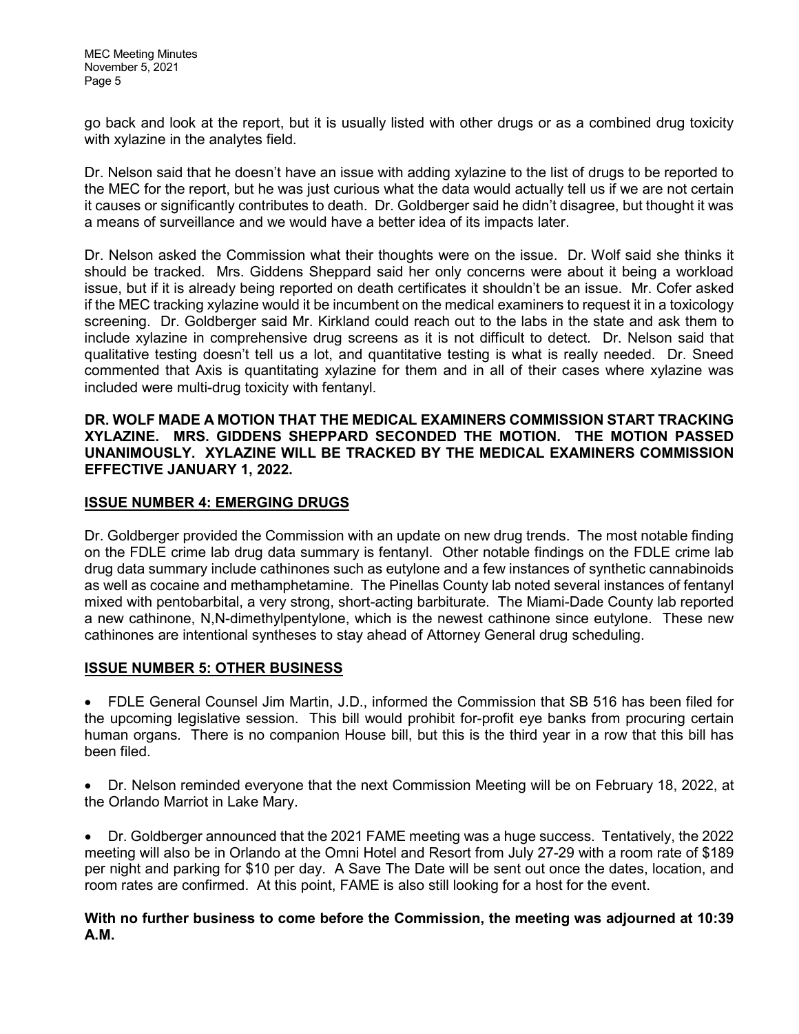go back and look at the report, but it is usually listed with other drugs or as a combined drug toxicity with xylazine in the analytes field.

Dr. Nelson said that he doesn't have an issue with adding xylazine to the list of drugs to be reported to the MEC for the report, but he was just curious what the data would actually tell us if we are not certain it causes or significantly contributes to death. Dr. Goldberger said he didn't disagree, but thought it was a means of surveillance and we would have a better idea of its impacts later.

Dr. Nelson asked the Commission what their thoughts were on the issue. Dr. Wolf said she thinks it should be tracked. Mrs. Giddens Sheppard said her only concerns were about it being a workload issue, but if it is already being reported on death certificates it shouldn't be an issue. Mr. Cofer asked if the MEC tracking xylazine would it be incumbent on the medical examiners to request it in a toxicology screening. Dr. Goldberger said Mr. Kirkland could reach out to the labs in the state and ask them to include xylazine in comprehensive drug screens as it is not difficult to detect. Dr. Nelson said that qualitative testing doesn't tell us a lot, and quantitative testing is what is really needed. Dr. Sneed commented that Axis is quantitating xylazine for them and in all of their cases where xylazine was included were multi-drug toxicity with fentanyl.

**DR. WOLF MADE A MOTION THAT THE MEDICAL EXAMINERS COMMISSION START TRACKING XYLAZINE. MRS. GIDDENS SHEPPARD SECONDED THE MOTION. THE MOTION PASSED UNANIMOUSLY. XYLAZINE WILL BE TRACKED BY THE MEDICAL EXAMINERS COMMISSION EFFECTIVE JANUARY 1, 2022.**

## ISSUE NUMBER 4: EMERGING DRUGS

Dr. Goldberger provided the Commission with an update on new drug trends. The most notable finding on the FDLE crime lab drug data summary is fentanyl. Other notable findings on the FDLE crime lab drug data summary include cathinones such as eutylone and a few instances of synthetic cannabinoids as well as cocaine and methamphetamine. The Pinellas County lab noted several instances of fentanyl mixed with pentobarbital, a very strong, short-acting barbiturate. The Miami-Dade County lab reported a new cathinone, N,N-dimethylpentylone, which is the newest cathinone since eutylone. These new cathinones are intentional syntheses to stay ahead of Attorney General drug scheduling.

## ISSUE NUMBER 5: OTHER BUSINESS

- FDLE General Counsel Jim Martin, J.D., informed the Commission that SB 516 has been filed for the upcoming legislative session. This bill would prohibit for-profit eye banks from procuring certain human organs. There is no companion House bill, but this is the third year in a row that this bill has been filed.

- Dr. Nelson reminded everyone that the next Commission Meeting will be on February 18, 2022, at the Orlando Marriot in Lake Mary.

- Dr. Goldberger announced that the 2021 FAME meeting was a huge success. Tentatively, the 2022 meeting will also be in Orlando at the Omni Hotel and Resort from July 27-29 with a room rate of $189 per night and parking for $10 per day. A Save The Date will be sent out once the dates, location, and room rates are confirmed. At this point, FAME is also still looking for a host for the event.

**With no further business to come before the Commission, the meeting was adjourned at 10:39 A.M.**